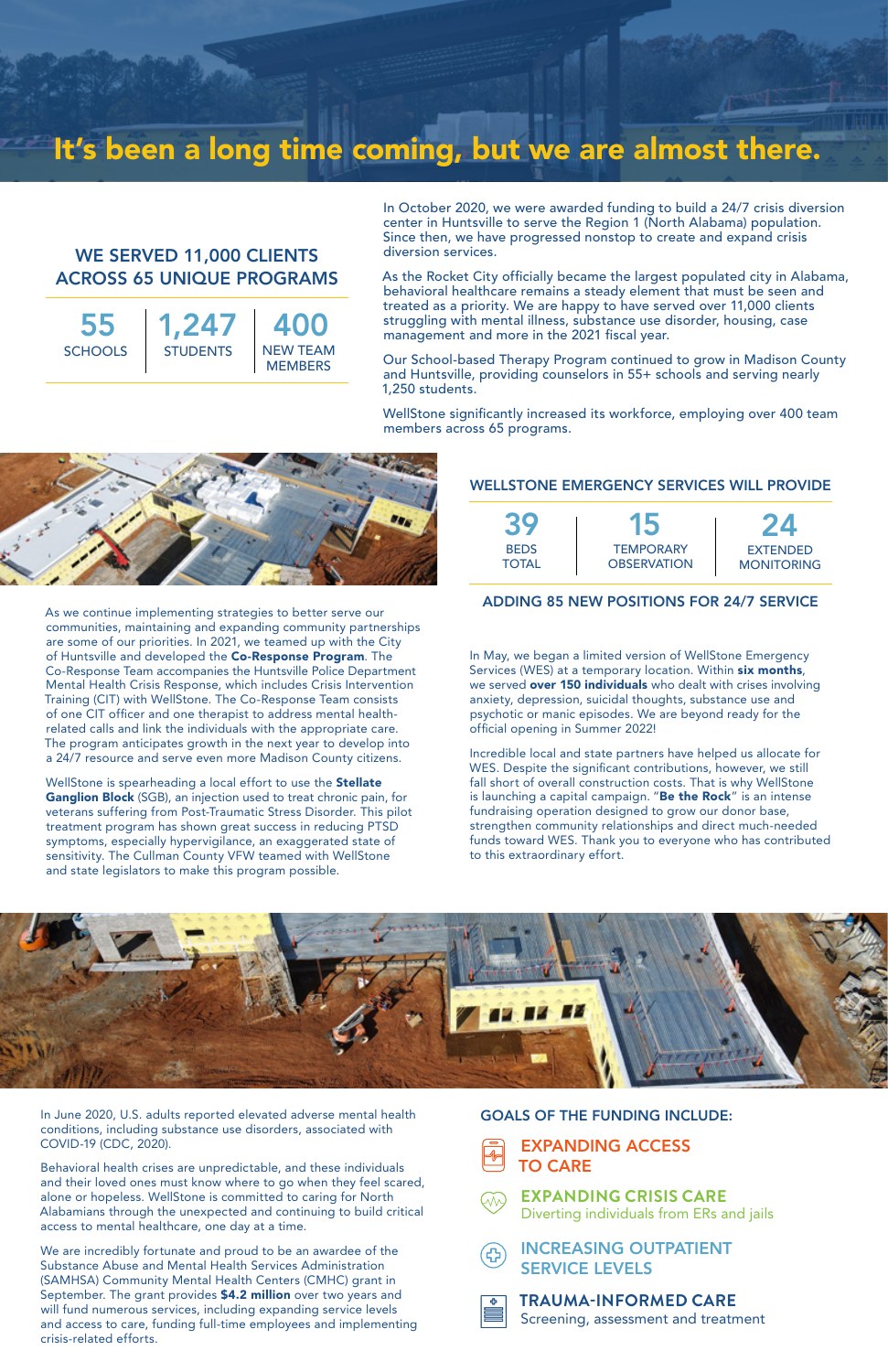# It's been a long time coming, but we are almost there.

## WE SERVED 11,000 CLIENTS ACROSS 65 UNIQUE PROGRAMS

| 55 | 1,247 | 400 |
|---|---|---|
| SCHOOLS | STUDENTS | NEW TEAM MEMBERS |

In October 2020, we were awarded funding to build a 24/7 crisis diversion center in Huntsville to serve the Region 1 (North Alabama) population. Since then, we have progressed nonstop to create and expand crisis diversion services.

As the Rocket City officially became the largest populated city in Alabama, behavioral healthcare remains a steady element that must be seen and treated as a priority. We are happy to have served over 11,000 clients struggling with mental illness, substance use disorder, housing, case management and more in the 2021 fiscal year.

Our School-based Therapy Program continued to grow in Madison County and Huntsville, providing counselors in 55+ schools and serving nearly 1,250 students.

WellStone significantly increased its workforce, employing over 400 team members across 65 programs.

As we continue implementing strategies to better serve our communities, maintaining and expanding community partnerships are some of our priorities. In 2021, we teamed up with the City of Huntsville and developed the **Co-Response Program**. The Co-Response Team accompanies the Huntsville Police Department Mental Health Crisis Response, which includes Crisis Intervention Training (CIT) with WellStone. The Co-Response Team consists of one CIT officer and one therapist to address mental health-related calls and link the individuals with the appropriate care. The program anticipates growth in the next year to develop into a 24/7 resource and serve even more Madison County citizens.

WellStone is spearheading a local effort to use the **Stellate Ganglion Block** (SGB), an injection used to treat chronic pain, for veterans suffering from Post-Traumatic Stress Disorder. This pilot treatment program has shown great success in reducing PTSD symptoms, especially hypervigilance, an exaggerated state of sensitivity. The Cullman County VFW teamed with WellStone and state legislators to make this program possible.

## WELLSTONE EMERGENCY SERVICES WILL PROVIDE

| 39 | 15 | 24 |
|---|---|---|
| BEDS TOTAL | TEMPORARY OBSERVATION | EXTENDED MONITORING |

### ADDING 85 NEW POSITIONS FOR 24/7 SERVICE

In May, we began a limited version of WellStone Emergency Services (WES) at a temporary location. Within **six months**, we served **over 150 individuals** who dealt with crises involving anxiety, depression, suicidal thoughts, substance use and psychotic or manic episodes. We are beyond ready for the official opening in Summer 2022!

Incredible local and state partners have helped us allocate for WES. Despite the significant contributions, however, we still fall short of overall construction costs. That is why WellStone is launching a capital campaign. "**Be the Rock**" is an intense fundraising operation designed to grow our donor base, strengthen community relationships and direct much-needed funds toward WES. Thank you to everyone who has contributed to this extraordinary effort.

In June 2020, U.S. adults reported elevated adverse mental health conditions, including substance use disorders, associated with COVID-19 (CDC, 2020).

Behavioral health crises are unpredictable, and these individuals and their loved ones must know where to go when they feel scared, alone or hopeless. WellStone is committed to caring for North Alabamians through the unexpected and continuing to build critical access to mental healthcare, one day at a time.

We are incredibly fortunate and proud to be an awardee of the Substance Abuse and Mental Health Services Administration (SAMHSA) Community Mental Health Centers (CMHC) grant in September. The grant provides **$4.2 million** over two years and will fund numerous services, including expanding service levels and access to care, funding full-time employees and implementing crisis-related efforts.

## GOALS OF THE FUNDING INCLUDE:

- **EXPANDING ACCESS TO CARE**
- **EXPANDING CRISIS CARE**
  Diverting individuals from ERs and jails
- **INCREASING OUTPATIENT SERVICE LEVELS**
- **TRAUMA-INFORMED CARE**
  Screening, assessment and treatment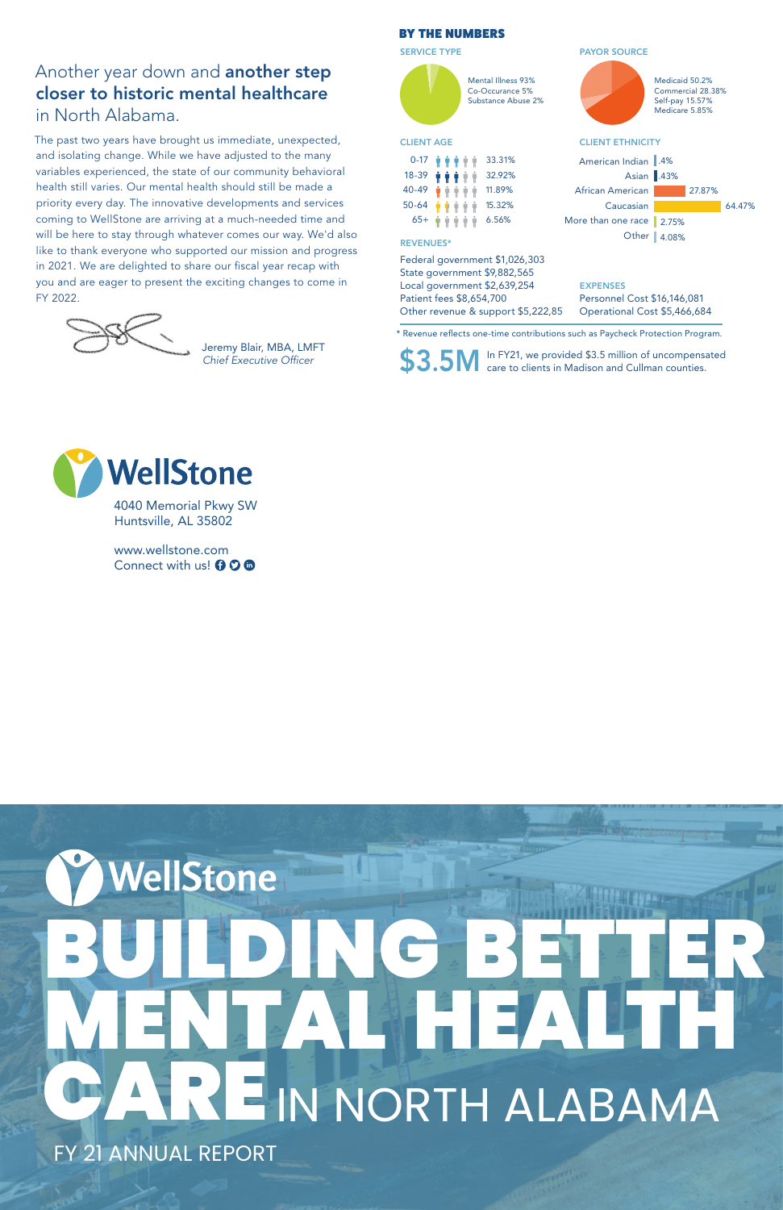## Another year down and **another step closer to historic mental healthcare** in North Alabama.

The past two years have brought us immediate, unexpected, and isolating change. While we have adjusted to the many variables experienced, the state of our community behavioral health still varies. Our mental health should still be made a priority every day. The innovative developments and services coming to WellStone are arriving at a much-needed time and will be here to stay through whatever comes our way. We'd also like to thank everyone who supported our mission and progress in 2021. We are delighted to share our fiscal year recap with you and are eager to present the exciting changes to come in FY 2022.

Jeremy Blair, MBA, LMFT
*Chief Executive Officer*

### BY THE NUMBERS

**SERVICE TYPE**

Mental Illness 93%
Co-Occurance 5%
Substance Abuse 2%

**PAYOR SOURCE**

Medicaid 50.2%
Commercial 28.38%
Self-pay 15.57%
Medicare 5.85%

**CLIENT AGE**

0-17 33.31%
18-39 32.92%
40-49 11.89%
50-64 15.32%
65+ 6.56%

**CLIENT ETHNICITY**

American Indian .4%
Asian .43%
African American 27.87%
Caucasian 64.47%
More than one race 2.75%
Other 4.08%

**REVENUES***

Federal government $1,026,303
State government $9,882,565
Local government $2,639,254
Patient fees $8,654,700
Other revenue & support $5,222,85

**EXPENSES**

Personnel Cost $16,146,081
Operational Cost $5,466,684

\* Revenue reflects one-time contributions such as Paycheck Protection Program.

**$3.5M** In FY21, we provided $3.5 million of uncompensated care to clients in Madison and Cullman counties.

WellStone
4040 Memorial Pkwy SW
Huntsville, AL 35802

www.wellstone.com
Connect with us!

# WellStone

# BUILDING BETTER MENTAL HEALTH CARE IN NORTH ALABAMA

FY 21 ANNUAL REPORT